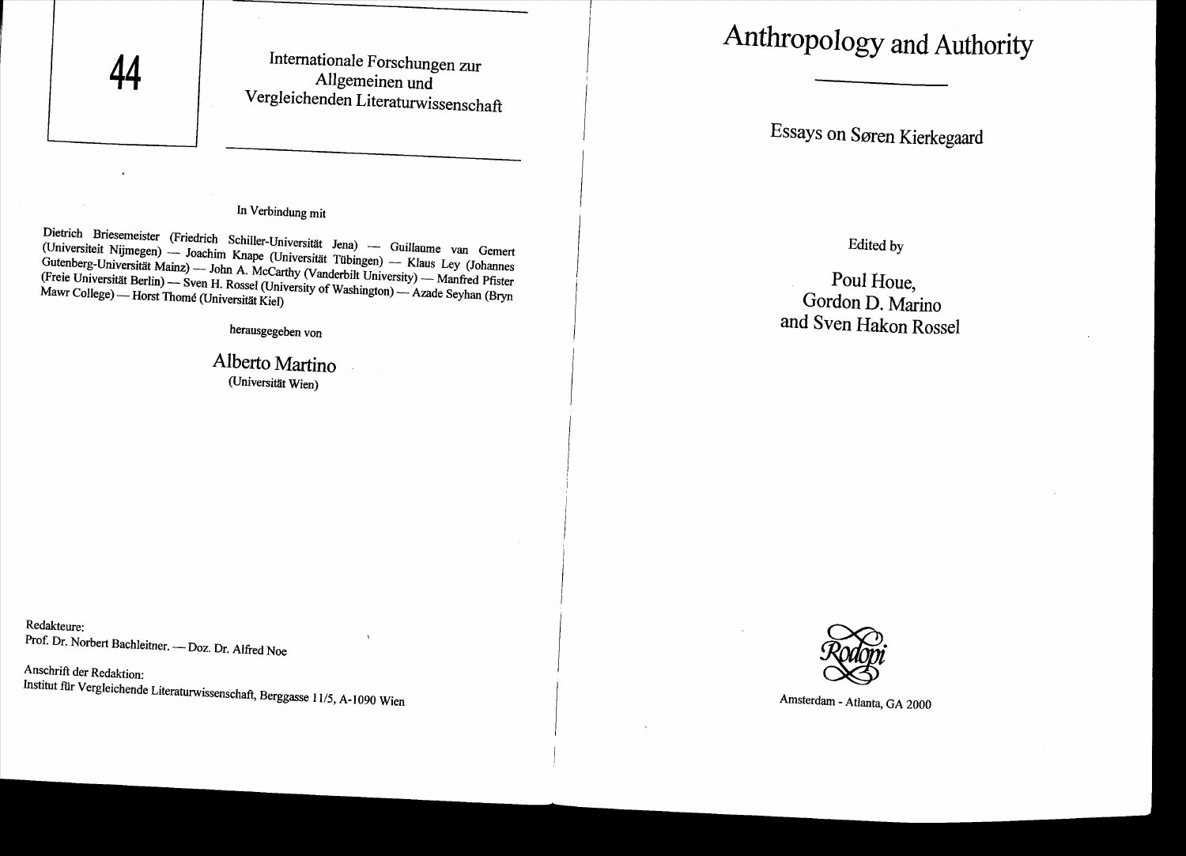44

Internationale Forschungen zur Allgemeinen und Vergleichenden Literaturwissenschaft

In Verbindung mit

Dietrich Briesemeister (Friedrich Schiller-Universität Jena) — Guillaume van Gemert (Universiteit Nijmegen) — Joachim Knape (Universität Tübingen) — Klaus Ley (Johannes Gutenberg-Universität Mainz) — John A. McCarthy (Vanderbilt University) — Manfred Pfister (Freie Universität Berlin) — Sven H. Rossel (University of Washington) — Azade Seyhan (Bryn Mawr College) — Horst Thomé (Universität Kiel)

herausgegeben von

Alberto Martino
(Universität Wien)

Redakteure:
Prof. Dr. Norbert Bachleitner. — Doz. Dr. Alfred Noe

Anschrift der Redaktion:
Institut für Vergleichende Literaturwissenschaft, Berggasse 11/5, A-1090 Wien

# Anthropology and Authority

## Essays on Søren Kierkegaard

Edited by

Poul Houe,
Gordon D. Marino
and Sven Hakon Rossel

Rodopi

Amsterdam - Atlanta, GA 2000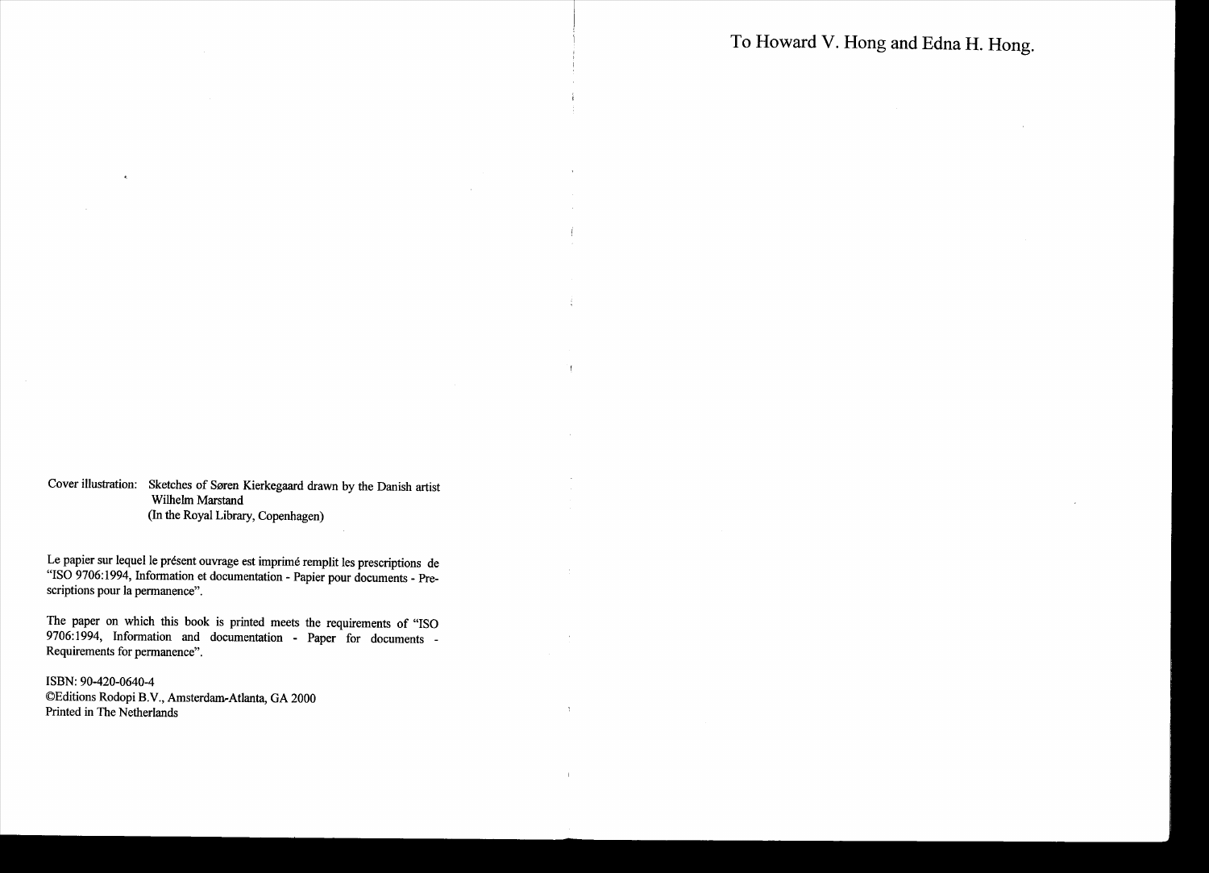Cover illustration: Sketches of Søren Kierkegaard drawn by the Danish artist Wilhelm Marstand
(In the Royal Library, Copenhagen)

Le papier sur lequel le présent ouvrage est imprimé remplit les prescriptions de "ISO 9706:1994, Information et documentation - Papier pour documents - Prescriptions pour la permanence".

The paper on which this book is printed meets the requirements of "ISO 9706:1994, Information and documentation - Paper for documents - Requirements for permanence".

ISBN: 90-420-0640-4
©Editions Rodopi B.V., Amsterdam-Atlanta, GA 2000
Printed in The Netherlands

To Howard V. Hong and Edna H. Hong.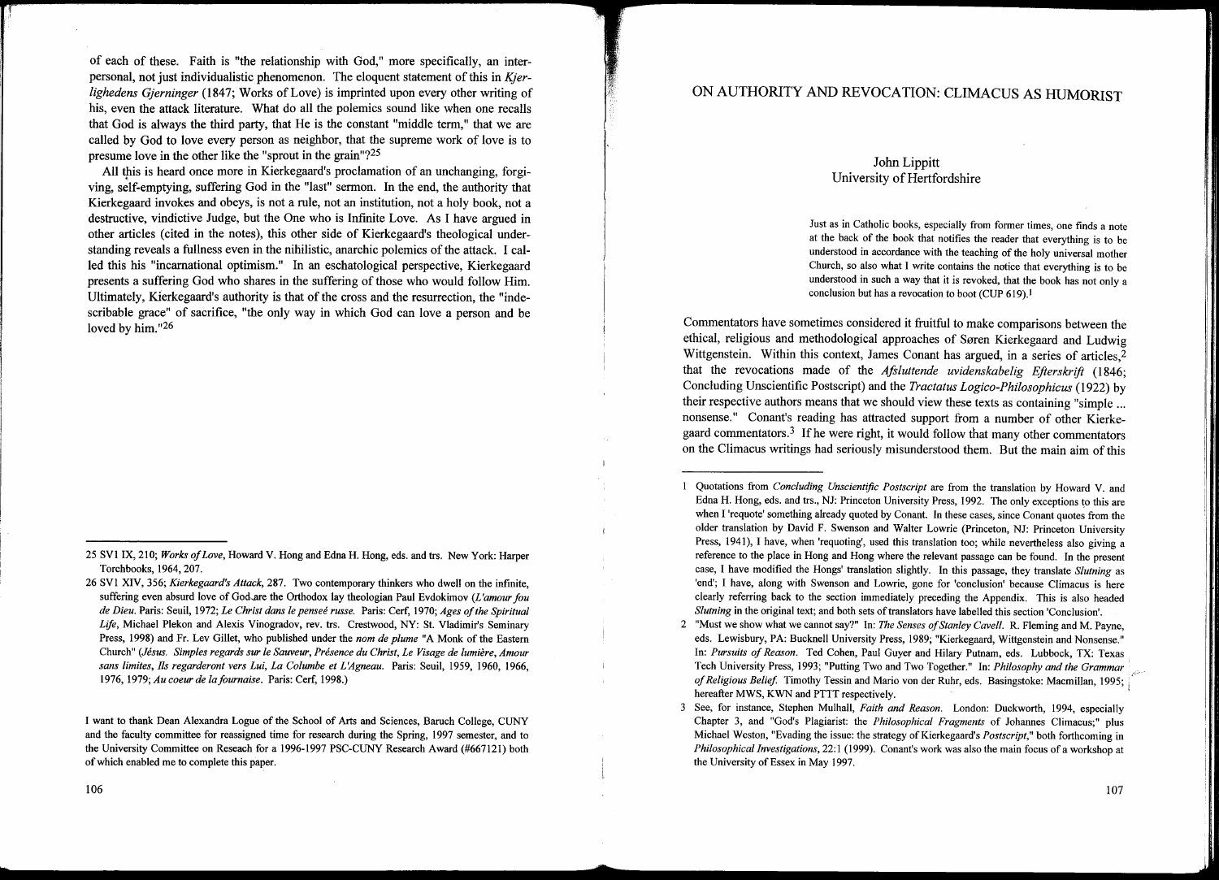of each of these. Faith is "the relationship with God," more specifically, an interpersonal, not just individualistic phenomenon. The eloquent statement of this in *Kjerlighedens Gjerninger* (1847; Works of Love) is imprinted upon every other writing of his, even the attack literature. What do all the polemics sound like when one recalls that God is always the third party, that He is the constant "middle term," that we are called by God to love every person as neighbor, that the supreme work of love is to presume love in the other like the "sprout in the grain"?[25]

All this is heard once more in Kierkegaard's proclamation of an unchanging, forgiving, self-emptying, suffering God in the "last" sermon. In the end, the authority that Kierkegaard invokes and obeys, is not a rule, not an institution, not a holy book, not a destructive, vindictive Judge, but the One who is Infinite Love. As I have argued in other articles (cited in the notes), this other side of Kierkegaard's theological understanding reveals a fullness even in the nihilistic, anarchic polemics of the attack. I called this his "incarnational optimism." In an eschatological perspective, Kierkegaard presents a suffering God who shares in the suffering of those who would follow Him. Ultimately, Kierkegaard's authority is that of the cross and the resurrection, the "indescribable grace" of sacrifice, "the only way in which God can love a person and be loved by him."[26]

25 SV1 IX, 210; *Works of Love*, Howard V. Hong and Edna H. Hong, eds. and trs. New York: Harper Torchbooks, 1964, 207.

26 SV1 XIV, 356; *Kierkegaard's Attack*, 287. Two contemporary thinkers who dwell on the infinite, suffering even absurd love of God are the Orthodox lay theologian Paul Evdokimov (*L'amour fou de Dieu*. Paris: Seuil, 1972; *Le Christ dans le penseé russe*. Paris: Cerf, 1970; *Ages of the Spiritual Life*, Michael Plekon and Alexis Vinogradov, rev. trs. Crestwood, NY: St. Vladimir's Seminary Press, 1998) and Fr. Lev Gillet, who published under the *nom de plume* "A Monk of the Eastern Church" (*Jésus. Simples regards sur le Sauveur, Présence du Christ, Le Visage de lumière, Amour sans limites, Ils regarderont vers Lui, La Columbe et L'Agneau*. Paris: Seuil, 1959, 1960, 1966, 1976, 1979; *Au coeur de la fournaise*. Paris: Cerf, 1998.)

I want to thank Dean Alexandra Logue of the School of Arts and Sciences, Baruch College, CUNY and the faculty committee for reassigned time for research during the Spring, 1997 semester, and to the University Committee on Reseach for a 1996-1997 PSC-CUNY Research Award (#667121) both of which enabled me to complete this paper.

# ON AUTHORITY AND REVOCATION: CLIMACUS AS HUMORIST

John Lippitt
University of Hertfordshire

> Just as in Catholic books, especially from former times, one finds a note at the back of the book that notifies the reader that everything is to be understood in accordance with the teaching of the holy universal mother Church, so also what I write contains the notice that everything is to be understood in such a way that it is revoked, that the book has not only a conclusion but has a revocation to boot (CUP 619).[1]

Commentators have sometimes considered it fruitful to make comparisons between the ethical, religious and methodological approaches of Søren Kierkegaard and Ludwig Wittgenstein. Within this context, James Conant has argued, in a series of articles,[2] that the revocations made of the *Afsluttende uvidenskabelig Efterskrift* (1846; Concluding Unscientific Postscript) and the *Tractatus Logico-Philosophicus* (1922) by their respective authors means that we should view these texts as containing "simple ... nonsense." Conant's reading has attracted support from a number of other Kierkegaard commentators.[3] If he were right, it would follow that many other commentators on the Climacus writings had seriously misunderstood them. But the main aim of this

1 Quotations from *Concluding Unscientific Postscript* are from the translation by Howard V. and Edna H. Hong, eds. and trs., NJ: Princeton University Press, 1992. The only exceptions to this are when I 'requote' something already quoted by Conant. In these cases, since Conant quotes from the older translation by David F. Swenson and Walter Lowrie (Princeton, NJ: Princeton University Press, 1941), I have, when 'requoting', used this translation too; while nevertheless also giving a reference to the place in Hong and Hong where the relevant passage can be found. In the present case, I have modified the Hongs' translation slightly. In this passage, they translate *Slutning* as 'end'; I have, along with Swenson and Lowrie, gone for 'conclusion' because Climacus is here clearly referring back to the section immediately preceding the Appendix. This is also headed *Slutning* in the original text; and both sets of translators have labelled this section 'Conclusion'.

2 "Must we show what we cannot say?" In: *The Senses of Stanley Cavell*. R. Fleming and M. Payne, eds. Lewisbury, PA: Bucknell University Press, 1989; "Kierkegaard, Wittgenstein and Nonsense." In: *Pursuits of Reason*. Ted Cohen, Paul Guyer and Hilary Putnam, eds. Lubbock, TX: Texas Tech University Press, 1993; "Putting Two and Two Together." In: *Philosophy and the Grammar of Religious Belief*. Timothy Tessin and Mario von der Ruhr, eds. Basingstoke: Macmillan, 1995; hereafter MWS, KWN and PTTT respectively.

3 See, for instance, Stephen Mulhall, *Faith and Reason*. London: Duckworth, 1994, especially Chapter 3, and "God's Plagiarist: the *Philosophical Fragments* of Johannes Climacus;" plus Michael Weston, "Evading the issue: the strategy of Kierkegaard's *Postscript*," both forthcoming in *Philosophical Investigations*, 22:1 (1999). Conant's work was also the main focus of a workshop at the University of Essex in May 1997.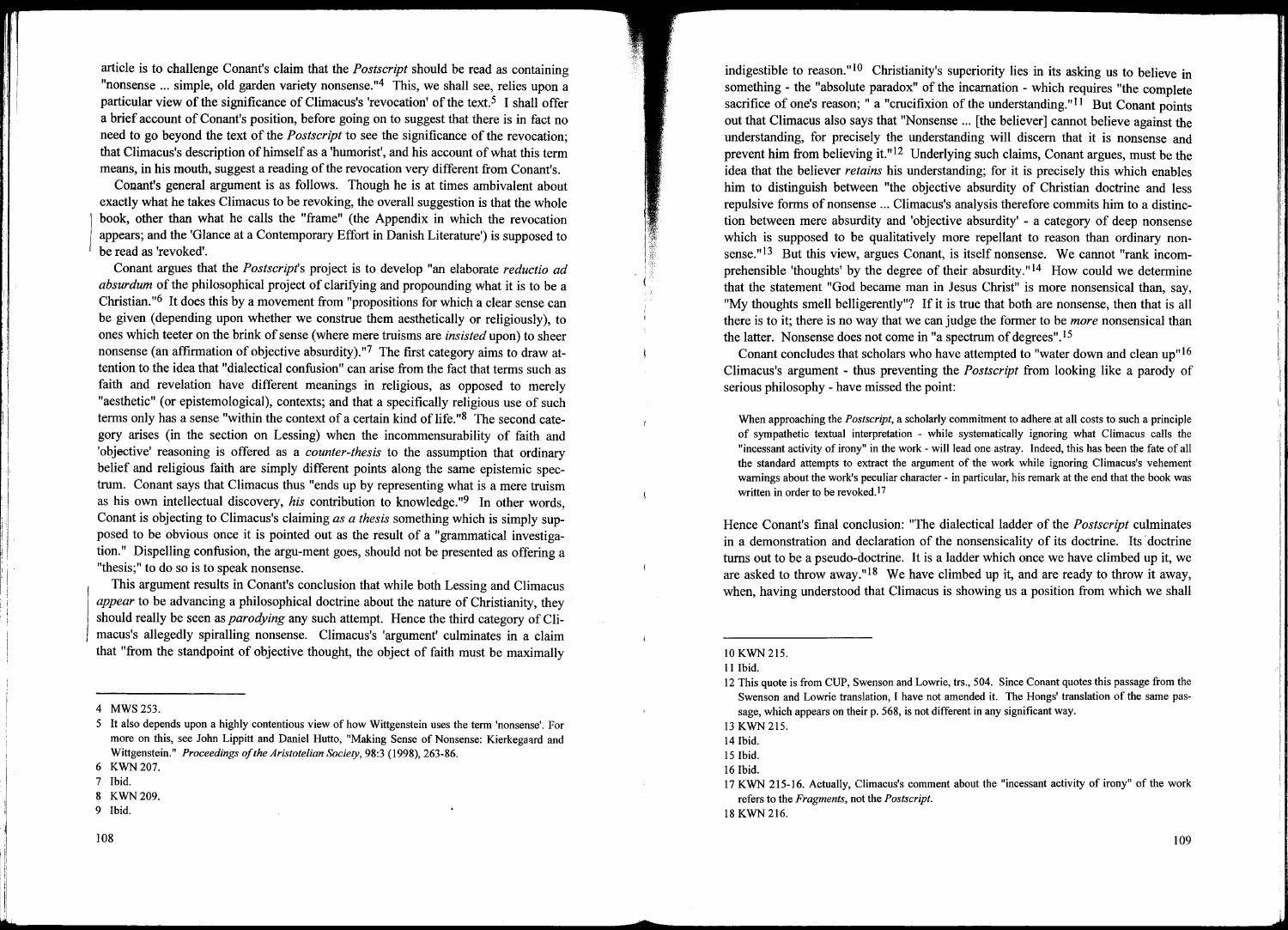article is to challenge Conant's claim that the *Postscript* should be read as containing "nonsense ... simple, old garden variety nonsense."[4] This, we shall see, relies upon a particular view of the significance of Climacus's 'revocation' of the text.[5] I shall offer a brief account of Conant's position, before going on to suggest that there is in fact no need to go beyond the text of the *Postscript* to see the significance of the revocation; that Climacus's description of himself as a 'humorist', and his account of what this term means, in his mouth, suggest a reading of the revocation very different from Conant's.

Conant's general argument is as follows. Though he is at times ambivalent about exactly what he takes Climacus to be revoking, the overall suggestion is that the whole book, other than what he calls the "frame" (the Appendix in which the revocation appears; and the 'Glance at a Contemporary Effort in Danish Literature') is supposed to be read as 'revoked'.

Conant argues that the *Postscript*'s project is to develop "an elaborate *reductio ad absurdum* of the philosophical project of clarifying and propounding what it is to be a Christian."[6] It does this by a movement from "propositions for which a clear sense can be given (depending upon whether we construe them aesthetically or religiously), to ones which teeter on the brink of sense (where mere truisms are *insisted* upon) to sheer nonsense (an affirmation of objective absurdity)."[7] The first category aims to draw attention to the idea that "dialectical confusion" can arise from the fact that terms such as faith and revelation have different meanings in religious, as opposed to merely "aesthetic" (or epistemological), contexts; and that a specifically religious use of such terms only has a sense "within the context of a certain kind of life."[8] The second category arises (in the section on Lessing) when the incommensurability of faith and 'objective' reasoning is offered as a *counter-thesis* to the assumption that ordinary belief and religious faith are simply different points along the same epistemic spectrum. Conant says that Climacus thus "ends up by representing what is a mere truism as his own intellectual discovery, *his* contribution to knowledge."[9] In other words, Conant is objecting to Climacus's claiming *as a thesis* something which is simply supposed to be obvious once it is pointed out as the result of a "grammatical investigation." Dispelling confusion, the argu-ment goes, should not be presented as offering a "thesis;" to do so is to speak nonsense.

This argument results in Conant's conclusion that while both Lessing and Climacus *appear* to be advancing a philosophical doctrine about the nature of Christianity, they should really be seen as *parodying* any such attempt. Hence the third category of Climacus's allegedly spiralling nonsense. Climacus's 'argument' culminates in a claim that "from the standpoint of objective thought, the object of faith must be maximally indigestible to reason."[10] Christianity's superiority lies in its asking us to believe in something - the "absolute paradox" of the incarnation - which requires "the complete sacrifice of one's reason; " a "crucifixion of the understanding."[11] But Conant points out that Climacus also says that "Nonsense ... [the believer] cannot believe against the understanding, for precisely the understanding will discern that it is nonsense and prevent him from believing it."[12] Underlying such claims, Conant argues, must be the idea that the believer *retains* his understanding; for it is precisely this which enables him to distinguish between "the objective absurdity of Christian doctrine and less repulsive forms of nonsense ... Climacus's analysis therefore commits him to a distinction between mere absurdity and 'objective absurdity' - a category of deep nonsense which is supposed to be qualitatively more repellant to reason than ordinary nonsense."[13] But this view, argues Conant, is itself nonsense. We cannot "rank incomprehensible 'thoughts' by the degree of their absurdity."[14] How could we determine that the statement "God became man in Jesus Christ" is more nonsensical than, say, "My thoughts smell belligerently"? If it is true that both are nonsense, then that is all there is to it; there is no way that we can judge the former to be *more* nonsensical than the latter. Nonsense does not come in "a spectrum of degrees".[15]

Conant concludes that scholars who have attempted to "water down and clean up"[16] Climacus's argument - thus preventing the *Postscript* from looking like a parody of serious philosophy - have missed the point:

> When approaching the *Postscript*, a scholarly commitment to adhere at all costs to such a principle of sympathetic textual interpretation - while systematically ignoring what Climacus calls the "incessant activity of irony" in the work - will lead one astray. Indeed, this has been the fate of all the standard attempts to extract the argument of the work while ignoring Climacus's vehement warnings about the work's peculiar character - in particular, his remark at the end that the book was written in order to be revoked.[17]

Hence Conant's final conclusion: "The dialectical ladder of the *Postscript* culminates in a demonstration and declaration of the nonsensicality of its doctrine. Its doctrine turns out to be a pseudo-doctrine. It is a ladder which once we have climbed up it, we are asked to throw away."[18] We have climbed up it, and are ready to throw it away, when, having understood that Climacus is showing us a position from which we shall

---

4 MWS 253.

5 It also depends upon a highly contentious view of how Wittgenstein uses the term 'nonsense'. For more on this, see John Lippitt and Daniel Hutto, "Making Sense of Nonsense: Kierkegaard and Wittgenstein." *Proceedings of the Aristotelian Society*, 98:3 (1998), 263-86.

6 KWN 207.

7 Ibid.

8 KWN 209.

9 Ibid.

10 KWN 215.

11 Ibid.

12 This quote is from CUP, Swenson and Lowrie, trs., 504. Since Conant quotes this passage from the Swenson and Lowrie translation, I have not amended it. The Hongs' translation of the same passage, which appears on their p. 568, is not different in any significant way.

13 KWN 215.

14 Ibid.

15 Ibid.

16 Ibid.

17 KWN 215-16. Actually, Climacus's comment about the "incessant activity of irony" of the work refers to the *Fragments*, not the *Postscript*.

18 KWN 216.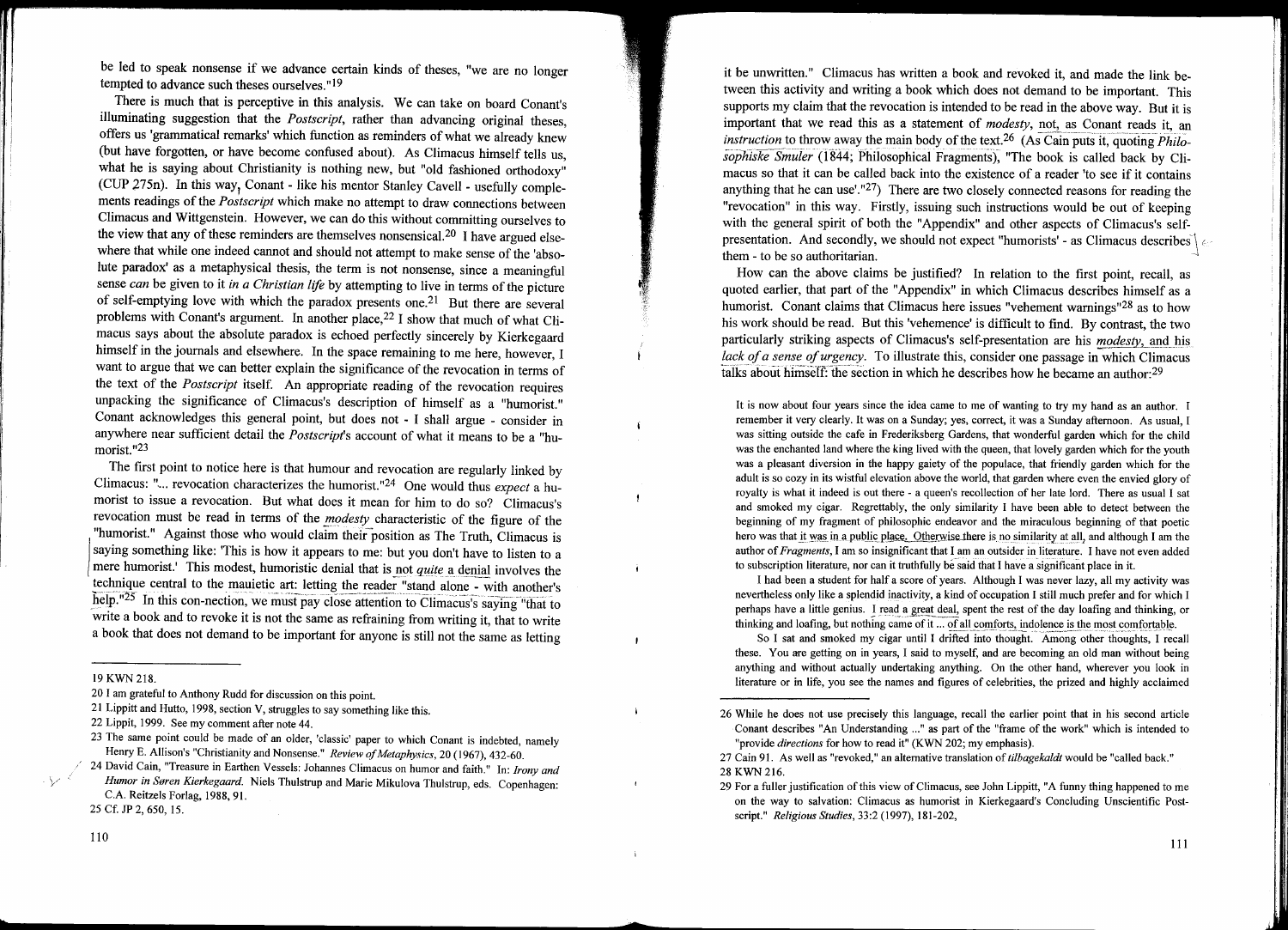be led to speak nonsense if we advance certain kinds of theses, "we are no longer tempted to advance such theses ourselves."[19]

There is much that is perceptive in this analysis. We can take on board Conant's illuminating suggestion that the *Postscript*, rather than advancing original theses, offers us 'grammatical remarks' which function as reminders of what we already knew (but have forgotten, or have become confused about). As Climacus himself tells us, what he is saying about Christianity is nothing new, but "old fashioned orthodoxy" (CUP 275n). In this way, Conant - like his mentor Stanley Cavell - usefully complements readings of the *Postscript* which make no attempt to draw connections between Climacus and Wittgenstein. However, we can do this without committing ourselves to the view that any of these reminders are themselves nonsensical.[20] I have argued elsewhere that while one indeed cannot and should not attempt to make sense of the 'absolute paradox' as a metaphysical thesis, the term is not nonsense, since a meaningful sense *can* be given to it *in a Christian life* by attempting to live in terms of the picture of self-emptying love with which the paradox presents one.[21] But there are several problems with Conant's argument. In another place,[22] I show that much of what Climacus says about the absolute paradox is echoed perfectly sincerely by Kierkegaard himself in the journals and elsewhere. In the space remaining to me here, however, I want to argue that we can better explain the significance of the revocation in terms of the text of the *Postscript* itself. An appropriate reading of the revocation requires unpacking the significance of Climacus's description of himself as a "humorist." Conant acknowledges this general point, but does not - I shall argue - consider in anywhere near sufficient detail the *Postscript*'s account of what it means to be a "humorist."[23]

The first point to notice here is that humour and revocation are regularly linked by Climacus: "... revocation characterizes the humorist."[24] One would thus *expect* a humorist to issue a revocation. But what does it mean for him to do so? Climacus's revocation must be read in terms of the *modesty* characteristic of the figure of the "humorist." Against those who would claim their position as The Truth, Climacus is saying something like: 'This is how it appears to me: but you don't have to listen to a mere humorist.' This modest, humoristic denial that is not *quite* a denial involves the technique central to the mauietic art: letting the reader "stand alone - with another's help."[25] In this con-nection, we must pay close attention to Climacus's saying "that to write a book and to revoke it is not the same as refraining from writing it, that to write a book that does not demand to be important for anyone is still not the same as letting it be unwritten." Climacus has written a book and revoked it, and made the link between this activity and writing a book which does not demand to be important. This supports my claim that the revocation is intended to be read in the above way. But it is important that we read this as a statement of *modesty*, not, as Conant reads it, an *instruction* to throw away the main body of the text.[26] (As Cain puts it, quoting *Philosophiske Smuler* (1844; Philosophical Fragments), "The book is called back by Climacus so that it can be called back into the existence of a reader 'to see if it contains anything that he can use'."[27]) There are two closely connected reasons for reading the "revocation" in this way. Firstly, issuing such instructions would be out of keeping with the general spirit of both the "Appendix" and other aspects of Climacus's self-presentation. And secondly, we should not expect "humorists' - as Climacus describes them - to be so authoritarian.

How can the above claims be justified? In relation to the first point, recall, as quoted earlier, that part of the "Appendix" in which Climacus describes himself as a humorist. Conant claims that Climacus here issues "vehement warnings"[28] as to how his work should be read. But this 'vehemence' is difficult to find. By contrast, the two particularly striking aspects of Climacus's self-presentation are his *modesty*, and his *lack of a sense of urgency*. To illustrate this, consider one passage in which Climacus talks about himself: the section in which he describes how he became an author:[29]

> It is now about four years since the idea came to me of wanting to try my hand as an author. I remember it very clearly. It was on a Sunday; yes, correct, it was a Sunday afternoon. As usual, I was sitting outside the cafe in Frederiksberg Gardens, that wonderful garden which for the child was the enchanted land where the king lived with the queen, that lovely garden which for the youth was a pleasant diversion in the happy gaiety of the populace, that friendly garden which for the adult is so cozy in its wistful elevation above the world, that garden where even the envied glory of royalty is what it indeed is out there - a queen's recollection of her late lord. There as usual I sat and smoked my cigar. Regrettably, the only similarity I have been able to detect between the beginning of my fragment of philosophic endeavor and the miraculous beginning of that poetic hero was that it was in a public place. Otherwise there is no similarity at all, and although I am the author of *Fragments*, I am so insignificant that I am an outsider in literature. I have not even added to subscription literature, nor can it truthfully be said that I have a significant place in it.
>
> I had been a student for half a score of years. Although I was never lazy, all my activity was nevertheless only like a splendid inactivity, a kind of occupation I still much prefer and for which I perhaps have a little genius. I read a great deal, spent the rest of the day loafing and thinking, or thinking and loafing, but nothing came of it ... of all comforts, indolence is the most comfortable.
>
> So I sat and smoked my cigar until I drifted into thought. Among other thoughts, I recall these. You are getting on in years, I said to myself, and are becoming an old man without being anything and without actually undertaking anything. On the other hand, wherever you look in literature or in life, you see the names and figures of celebrities, the prized and highly acclaimed

---

19 KWN 218.

20 I am grateful to Anthony Rudd for discussion on this point.

21 Lippitt and Hutto, 1998, section V, struggles to say something like this.

22 Lippit, 1999. See my comment after note 44.

23 The same point could be made of an older, 'classic' paper to which Conant is indebted, namely Henry E. Allison's "Christianity and Nonsense." *Review of Metaphysics*, 20 (1967), 432-60.

24 David Cain, "Treasure in Earthen Vessels: Johannes Climacus on humor and faith." In: *Irony and Humor in Søren Kierkegaard.* Niels Thulstrup and Marie Mikulova Thulstrup, eds. Copenhagen: C.A. Reitzels Forlag, 1988, 91.

25 Cf. JP 2, 650, 15.

26 While he does not use precisely this language, recall the earlier point that in his second article Conant describes "An Understanding ..." as part of the "frame of the work" which is intended to "provide *directions* for how to read it" (KWN 202; my emphasis).

27 Cain 91. As well as "revoked," an alternative translation of *tilbagekaldt* would be "called back."

28 KWN 216.

29 For a fuller justification of this view of Climacus, see John Lippitt, "A funny thing happened to me on the way to salvation: Climacus as humorist in Kierkegaard's Concluding Unscientific Postscript." *Religious Studies*, 33:2 (1997), 181-202,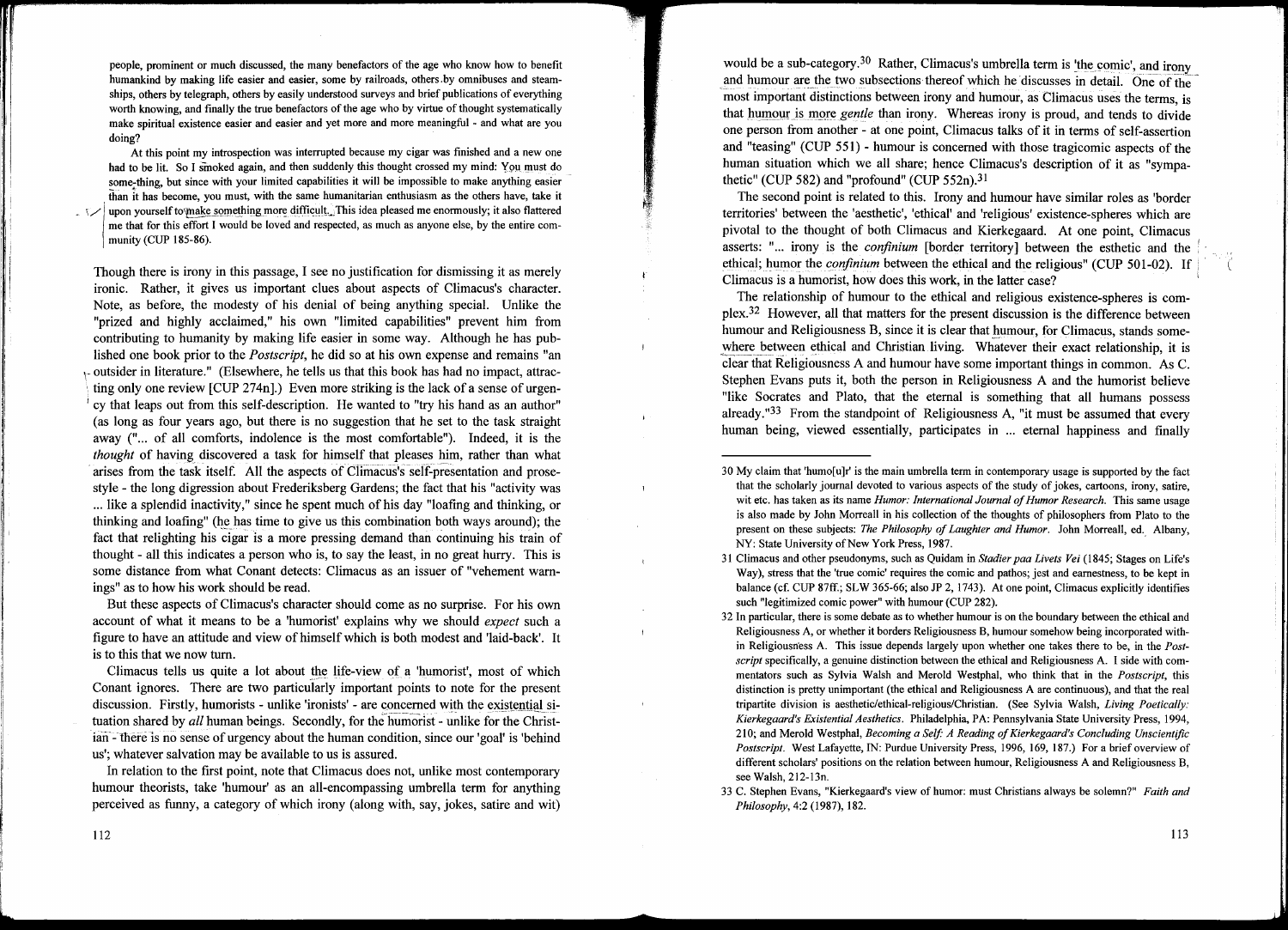people, prominent or much discussed, the many benefactors of the age who know how to benefit humankind by making life easier and easier, some by railroads, others by omnibuses and steamships, others by telegraph, others by easily understood surveys and brief publications of everything worth knowing, and finally the true benefactors of the age who by virtue of thought systematically make spiritual existence easier and easier and yet more and more meaningful - and what are you doing?

At this point my introspection was interrupted because my cigar was finished and a new one had to be lit. So I smoked again, and then suddenly this thought crossed my mind: You must do something, but since with your limited capabilities it will be impossible to make anything easier than it has become, you must, with the same humanitarian enthusiasm as the others have, take it upon yourself to make something more difficult. This idea pleased me enormously; it also flattered me that for this effort I would be loved and respected, as much as anyone else, by the entire community (CUP 185-86).

Though there is irony in this passage, I see no justification for dismissing it as merely ironic. Rather, it gives us important clues about aspects of Climacus's character. Note, as before, the modesty of his denial of being anything special. Unlike the "prized and highly acclaimed," his own "limited capabilities" prevent him from contributing to humanity by making life easier in some way. Although he has published one book prior to the *Postscript*, he did so at his own expense and remains "an outsider in literature." (Elsewhere, he tells us that this book has had no impact, attracting only one review [CUP 274n].) Even more striking is the lack of a sense of urgency that leaps out from this self-description. He wanted to "try his hand as an author" (as long as four years ago, but there is no suggestion that he set to the task straight away ("... of all comforts, indolence is the most comfortable"). Indeed, it is the *thought* of having discovered a task for himself that pleases him, rather than what arises from the task itself. All the aspects of Climacus's self-presentation and prose-style - the long digression about Frederiksberg Gardens; the fact that his "activity was ... like a splendid inactivity," since he spent much of his day "loafing and thinking, or thinking and loafing" (he has time to give us this combination both ways around); the fact that relighting his cigar is a more pressing demand than continuing his train of thought - all this indicates a person who is, to say the least, in no great hurry. This is some distance from what Conant detects: Climacus as an issuer of "vehement warnings" as to how his work should be read.

But these aspects of Climacus's character should come as no surprise. For his own account of what it means to be a 'humorist' explains why we should *expect* such a figure to have an attitude and view of himself which is both modest and 'laid-back'. It is to this that we now turn.

Climacus tells us quite a lot about the life-view of a 'humorist', most of which Conant ignores. There are two particularly important points to note for the present discussion. Firstly, humorists - unlike 'ironists' - are concerned with the existential situation shared by *all* human beings. Secondly, for the humorist - unlike for the Christian - there is no sense of urgency about the human condition, since our 'goal' is 'behind us'; whatever salvation may be available to us is assured.

In relation to the first point, note that Climacus does not, unlike most contemporary humour theorists, take 'humour' as an all-encompassing umbrella term for anything perceived as funny, a category of which irony (along with, say, jokes, satire and wit) would be a sub-category.[30] Rather, Climacus's umbrella term is 'the comic', and irony and humour are the two subsections thereof which he discusses in detail. One of the most important distinctions between irony and humour, as Climacus uses the terms, is that humour is more *gentle* than irony. Whereas irony is proud, and tends to divide one person from another - at one point, Climacus talks of it in terms of self-assertion and "teasing" (CUP 551) - humour is concerned with those tragicomic aspects of the human situation which we all share; hence Climacus's description of it as "sympathetic" (CUP 582) and "profound" (CUP 552n).[31]

The second point is related to this. Irony and humour have similar roles as 'border territories' between the 'aesthetic', 'ethical' and 'religious' existence-spheres which are pivotal to the thought of both Climacus and Kierkegaard. At one point, Climacus asserts: "... irony is the *confinium* [border territory] between the esthetic and the ethical; humor the *confinium* between the ethical and the religious" (CUP 501-02). If Climacus is a humorist, how does this work, in the latter case?

The relationship of humour to the ethical and religious existence-spheres is complex.[32] However, all that matters for the present discussion is the difference between humour and Religiousness B, since it is clear that humour, for Climacus, stands somewhere between ethical and Christian living. Whatever their exact relationship, it is clear that Religiousness A and humour have some important things in common. As C. Stephen Evans puts it, both the person in Religiousness A and the humorist believe "like Socrates and Plato, that the eternal is something that all humans possess already."[33] From the standpoint of Religiousness A, "it must be assumed that every human being, viewed essentially, participates in ... eternal happiness and finally

30 My claim that 'humo[u]r' is the main umbrella term in contemporary usage is supported by the fact that the scholarly journal devoted to various aspects of the study of jokes, cartoons, irony, satire, wit etc. has taken as its name *Humor: International Journal of Humor Research*. This same usage is also made by John Morreall in his collection of the thoughts of philosophers from Plato to the present on these subjects: *The Philosophy of Laughter and Humor*. John Morreall, ed. Albany, NY: State University of New York Press, 1987.

31 Climacus and other pseudonyms, such as Quidam in *Stadier paa Livets Vei* (1845; Stages on Life's Way), stress that the 'true comic' requires the comic and pathos; jest and earnestness, to be kept in balance (cf. CUP 87ff.; SLW 365-66; also JP 2, 1743). At one point, Climacus explicitly identifies such "legitimized comic power" with humour (CUP 282).

32 In particular, there is some debate as to whether humour is on the boundary between the ethical and Religiousness A, or whether it borders Religiousness B, humour somehow being incorporated within Religiousness A. This issue depends largely upon whether one takes there to be, in the *Postscript* specifically, a genuine distinction between the ethical and Religiousness A. I side with commentators such as Sylvia Walsh and Merold Westphal, who think that in the *Postscript*, this distinction is pretty unimportant (the ethical and Religiousness A are continuous), and that the real tripartite division is aesthetic/ethical-religious/Christian. (See Sylvia Walsh, *Living Poetically: Kierkegaard's Existential Aesthetics*. Philadelphia, PA: Pennsylvania State University Press, 1994, 210; and Merold Westphal, *Becoming a Self: A Reading of Kierkegaard's Concluding Unscientific Postscript*. West Lafayette, IN: Purdue University Press, 1996, 169, 187.) For a brief overview of different scholars' positions on the relation between humour, Religiousness A and Religiousness B, see Walsh, 212-13n.

33 C. Stephen Evans, "Kierkegaard's view of humor: must Christians always be solemn?" *Faith and Philosophy*, 4:2 (1987), 182.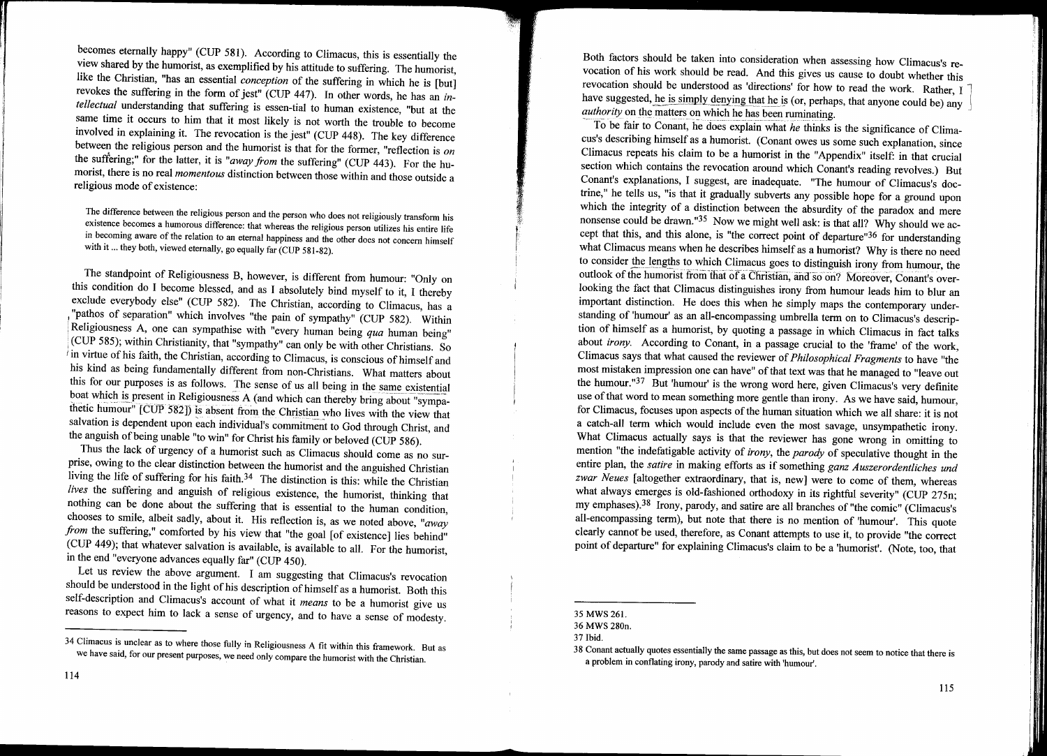becomes eternally happy" (CUP 581). According to Climacus, this is essentially the view shared by the humorist, as exemplified by his attitude to suffering. The humorist, like the Christian, "has an essential *conception* of the suffering in which he is [but] revokes the suffering in the form of jest" (CUP 447). In other words, he has an *intellectual* understanding that suffering is essen-tial to human existence, "but at the same time it occurs to him that it most likely is not worth the trouble to become involved in explaining it. The revocation is the jest" (CUP 448). The key difference between the religious person and the humorist is that for the former, "reflection is *on* the suffering;" for the latter, it is "*away from* the suffering" (CUP 443). For the humorist, there is no real *momentous* distinction between those within and those outside a religious mode of existence:

> The difference between the religious person and the person who does not religiously transform his existence becomes a humorous difference: that whereas the religious person utilizes his entire life in becoming aware of the relation to an eternal happiness and the other does not concern himself with it ... they both, viewed eternally, go equally far (CUP 581-82).

The standpoint of Religiousness B, however, is different from humour: "Only on this condition do I become blessed, and as I absolutely bind myself to it, I thereby exclude everybody else" (CUP 582). The Christian, according to Climacus, has a "pathos of separation" which involves "the pain of sympathy" (CUP 582). Within Religiousness A, one can sympathise with "every human being *qua* human being" (CUP 585); within Christianity, that "sympathy" can only be with other Christians. So in virtue of his faith, the Christian, according to Climacus, is conscious of himself and his kind as being fundamentally different from non-Christians. What matters about this for our purposes is as follows. The sense of us all being in the same existential boat which is present in Religiousness A (and which can thereby bring about "sympathetic humour" [CUP 582]) is absent from the Christian who lives with the view that salvation is dependent upon each individual's commitment to God through Christ, and the anguish of being unable "to win" for Christ his family or beloved (CUP 586).

Thus the lack of urgency of a humorist such as Climacus should come as no surprise, owing to the clear distinction between the humorist and the anguished Christian living the life of suffering for his faith.[34] The distinction is this: while the Christian *lives* the suffering and anguish of religious existence, the humorist, thinking that nothing can be done about the suffering that is essential to the human condition, chooses to smile, albeit sadly, about it. His reflection is, as we noted above, "*away from* the suffering," comforted by his view that "the goal [of existence] lies behind" (CUP 449); that whatever salvation is available, is available to all. For the humorist, in the end "everyone advances equally far" (CUP 450).

Let us review the above argument. I am suggesting that Climacus's revocation should be understood in the light of his description of himself as a humorist. Both this self-description and Climacus's account of what it *means* to be a humorist give us reasons to expect him to lack a sense of urgency, and to have a sense of modesty. Both factors should be taken into consideration when assessing how Climacus's revocation of his work should be read. And this gives us cause to doubt whether this revocation should be understood as 'directions' for how to read the work. Rather, I have suggested, he is simply denying that he is (or, perhaps, that anyone could be) any *authority* on the matters on which he has been ruminating.

To be fair to Conant, he does explain what *he* thinks is the significance of Climacus's describing himself as a humorist. (Conant owes us some such explanation, since Climacus repeats his claim to be a humorist in the "Appendix" itself: in that crucial section which contains the revocation around which Conant's reading revolves.) But Conant's explanations, I suggest, are inadequate. "The humour of Climacus's doctrine," he tells us, "is that it gradually subverts any possible hope for a ground upon which the integrity of a distinction between the absurdity of the paradox and mere nonsense could be drawn."[35] Now we might well ask: is that all? Why should we accept that this, and this alone, is "the correct point of departure"[36] for understanding what Climacus means when he describes himself as a humorist? Why is there no need to consider the lengths to which Climacus goes to distinguish irony from humour, the outlook of the humorist from that of a Christian, and so on? Moreover, Conant's overlooking the fact that Climacus distinguishes irony from humour leads him to blur an important distinction. He does this when he simply maps the contemporary understanding of 'humour' as an all-encompassing umbrella term on to Climacus's description of himself as a humorist, by quoting a passage in which Climacus in fact talks about *irony*. According to Conant, in a passage crucial to the 'frame' of the work, Climacus says that what caused the reviewer of *Philosophical Fragments* to have "the most mistaken impression one can have" of that text was that he managed to "leave out the humour."[37] But 'humour' is the wrong word here, given Climacus's very definite use of that word to mean something more gentle than irony. As we have said, humour, for Climacus, focuses upon aspects of the human situation which we all share: it is not a catch-all term which would include even the most savage, unsympathetic irony. What Climacus actually says is that the reviewer has gone wrong in omitting to mention "the indefatigable activity of *irony*, the *parody* of speculative thought in the entire plan, the *satire* in making efforts as if something *ganz Auszerordentliches und zwar Neues* [altogether extraordinary, that is, new] were to come of them, whereas what always emerges is old-fashioned orthodoxy in its rightful severity" (CUP 275n; my emphases).[38] Irony, parody, and satire are all branches of "the comic" (Climacus's all-encompassing term), but note that there is no mention of 'humour'. This quote clearly cannot be used, therefore, as Conant attempts to use it, to provide "the correct point of departure" for explaining Climacus's claim to be a 'humorist'. (Note, too, that

---

34 Climacus is unclear as to where those fully in Religiousness A fit within this framework. But as we have said, for our present purposes, we need only compare the humorist with the Christian.

35 MWS 261.

36 MWS 280n.

37 Ibid.

38 Conant actually quotes essentially the same passage as this, but does not seem to notice that there is a problem in conflating irony, parody and satire with 'humour'.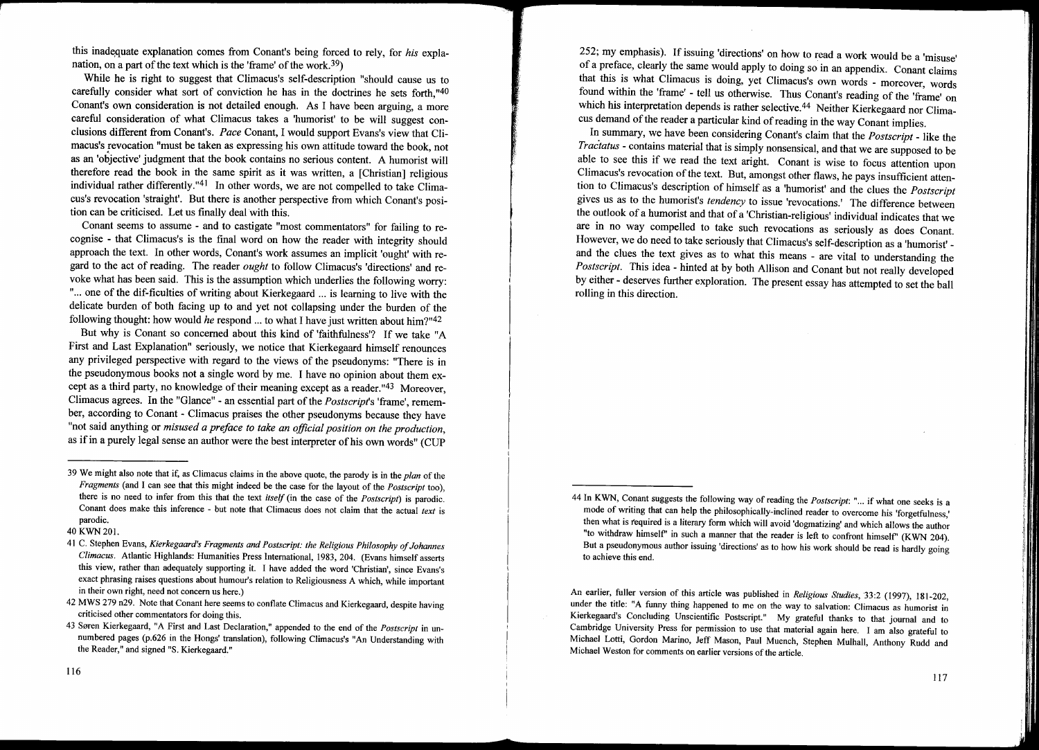this inadequate explanation comes from Conant's being forced to rely, for *his* explanation, on a part of the text which is the 'frame' of the work.[39])

While he is right to suggest that Climacus's self-description "should cause us to carefully consider what sort of conviction he has in the doctrines he sets forth,"[40] Conant's own consideration is not detailed enough. As I have been arguing, a more careful consideration of what Climacus takes a 'humorist' to be will suggest conclusions different from Conant's. *Pace* Conant, I would support Evans's view that Climacus's revocation "must be taken as expressing his own attitude toward the book, not as an 'objective' judgment that the book contains no serious content. A humorist will therefore read the book in the same spirit as it was written, a [Christian] religious individual rather differently."[41] In other words, we are not compelled to take Climacus's revocation 'straight'. But there is another perspective from which Conant's position can be criticised. Let us finally deal with this.

Conant seems to assume - and to castigate "most commentators" for failing to recognise - that Climacus's is the final word on how the reader with integrity should approach the text. In other words, Conant's work assumes an implicit 'ought' with regard to the act of reading. The reader *ought* to follow Climacus's 'directions' and revoke what has been said. This is the assumption which underlies the following worry: "... one of the dif-ficulties of writing about Kierkegaard ... is learning to live with the delicate burden of both facing up to and yet not collapsing under the burden of the following thought: how would *he* respond ... to what I have just written about him?"[42]

But why is Conant so concerned about this kind of 'faithfulness'? If we take "A First and Last Explanation" seriously, we notice that Kierkegaard himself renounces any privileged perspective with regard to the views of the pseudonyms: "There is in the pseudonymous books not a single word by me. I have no opinion about them except as a third party, no knowledge of their meaning except as a reader."[43] Moreover, Climacus agrees. In the "Glance" - an essential part of the *Postscript*'s 'frame', remember, according to Conant - Climacus praises the other pseudonyms because they have "not said anything or *misused a preface to take an official position on the production*, as if in a purely legal sense an author were the best interpreter of his own words" (CUP 252; my emphasis). If issuing 'directions' on how to read a work would be a 'misuse' of a preface, clearly the same would apply to doing so in an appendix. Conant claims that this is what Climacus is doing, yet Climacus's own words - moreover, words found within the 'frame' - tell us otherwise. Thus Conant's reading of the 'frame' on which his interpretation depends is rather selective.[44] Neither Kierkegaard nor Climacus demand of the reader a particular kind of reading in the way Conant implies.

In summary, we have been considering Conant's claim that the *Postscript* - like the *Tractatus* - contains material that is simply nonsensical, and that we are supposed to be able to see this if we read the text aright. Conant is wise to focus attention upon Climacus's revocation of the text. But, amongst other flaws, he pays insufficient attention to Climacus's description of himself as a 'humorist' and the clues the *Postscript* gives us as to the humorist's *tendency* to issue 'revocations.' The difference between the outlook of a humorist and that of a 'Christian-religious' individual indicates that we are in no way compelled to take such revocations as seriously as does Conant. However, we do need to take seriously that Climacus's self-description as a 'humorist' - and the clues the text gives as to what this means - are vital to understanding the *Postscript*. This idea - hinted at by both Allison and Conant but not really developed by either - deserves further exploration. The present essay has attempted to set the ball rolling in this direction.

---

39 We might also note that if, as Climacus claims in the above quote, the parody is in the *plan* of the *Fragments* (and I can see that this might indeed be the case for the layout of the *Postscript* too), there is no need to infer from this that the text *itself* (in the case of the *Postscript*) is parodic. Conant does make this inference - but note that Climacus does not claim that the actual *text* is parodic.

40 KWN 201.

41 C. Stephen Evans, *Kierkegaard's Fragments and Postscript: the Religious Philosophy of Johannes Climacus*. Atlantic Highlands: Humanities Press International, 1983, 204. (Evans himself asserts this view, rather than adequately supporting it. I have added the word 'Christian', since Evans's exact phrasing raises questions about humour's relation to Religiousness A which, while important in their own right, need not concern us here.)

42 MWS 279 n29. Note that Conant here seems to conflate Climacus and Kierkegaard, despite having criticised other commentators for doing this.

43 Søren Kierkegaard, "A First and Last Declaration," appended to the end of the *Postscript* in unnumbered pages (p.626 in the Hongs' translation), following Climacus's "An Understanding with the Reader," and signed "S. Kierkegaard."

44 In KWN, Conant suggests the following way of reading the *Postscript*: "... if what one seeks is a mode of writing that can help the philosophically-inclined reader to overcome his 'forgetfulness,' then what is required is a literary form which will avoid 'dogmatizing' and which allows the author "to withdraw himself" in such a manner that the reader is left to confront himself" (KWN 204). But a pseudonymous author issuing 'directions' as to how his work should be read is hardly going to achieve this end.

An earlier, fuller version of this article was published in *Religious Studies*, 33:2 (1997), 181-202, under the title: "A funny thing happened to me on the way to salvation: Climacus as humorist in Kierkegaard's Concluding Unscientific Postscript." My grateful thanks to that journal and to Cambridge University Press for permission to use that material again here. I am also grateful to Michael Lotti, Gordon Marino, Jeff Mason, Paul Muench, Stephen Mulhall, Anthony Rudd and Michael Weston for comments on earlier versions of the article.